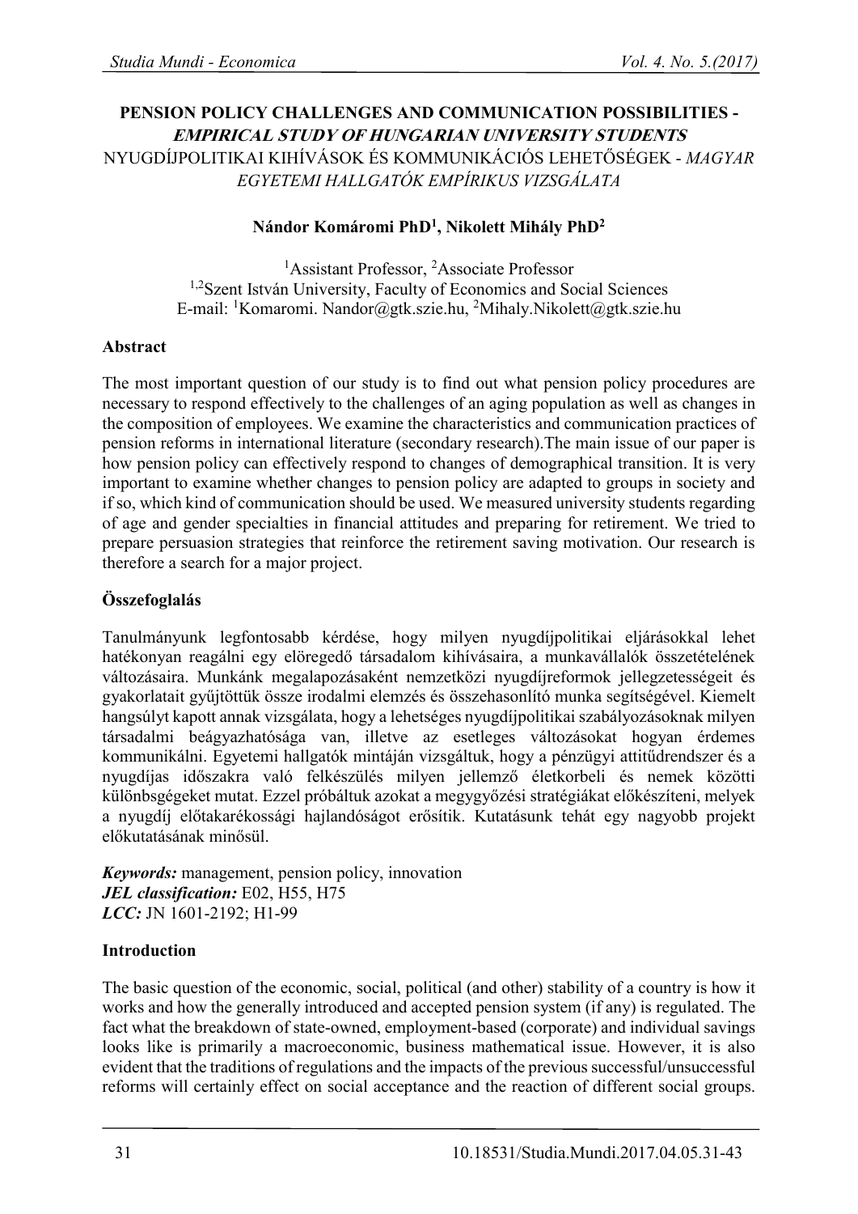# PENSION POLICY CHALLENGES AND COMMUNICATION POSSIBILITIES - *EMPIRICAL STUDY OF HUNGARIAN UNIVERSITY STUDENTS*

NYUGDÍJPOLITIKAI KIHÍVÁSOK ÉS KOMMUNIKÁCIÓS LEHETŐSÉGEK - *MAGYAR EGYETEMI HALLGATÓK EMPÍRIKUS VIZSGÁLATA*

**Nándor Komáromi PhD[1], Nikolett Mihály PhD[2]**

[1]Assistant Professor, [2]Associate Professor
[1,2]Szent István University, Faculty of Economics and Social Sciences
E-mail: [1]Komaromi. Nandor@gtk.szie.hu, [2]Mihaly.Nikolett@gtk.szie.hu

## Abstract

The most important question of our study is to find out what pension policy procedures are necessary to respond effectively to the challenges of an aging population as well as changes in the composition of employees. We examine the characteristics and communication practices of pension reforms in international literature (secondary research).The main issue of our paper is how pension policy can effectively respond to changes of demographical transition. It is very important to examine whether changes to pension policy are adapted to groups in society and if so, which kind of communication should be used. We measured university students regarding of age and gender specialties in financial attitudes and preparing for retirement. We tried to prepare persuasion strategies that reinforce the retirement saving motivation. Our research is therefore a search for a major project.

## Összefoglalás

Tanulmányunk legfontosabb kérdése, hogy milyen nyugdíjpolitikai eljárásokkal lehet hatékonyan reagálni egy elöregedő társadalom kihívásaira, a munkavállalók összetételének változásaira. Munkánk megalapozásaként nemzetközi nyugdíjreformok jellegzetességeit és gyakorlatait gyűjtöttük össze irodalmi elemzés és összehasonlító munka segítségével. Kiemelt hangsúlyt kapott annak vizsgálata, hogy a lehetséges nyugdíjpolitikai szabályozásoknak milyen társadalmi beágyazhatósága van, illetve az esetleges változásokat hogyan érdemes kommunikálni. Egyetemi hallgatók mintáján vizsgáltuk, hogy a pénzügyi attitűdrendszer és a nyugdíjas időszakra való felkészülés milyen jellemző életkorbeli és nemek közötti különbségéket mutat. Ezzel próbáltuk azokat a megygyőzési stratégiákat előkészíteni, melyek a nyugdíj előtakarékossági hajlandóságot erősítik. Kutatásunk tehát egy nagyobb projekt előkutatásának minősül.

***Keywords:*** management, pension policy, innovation
***JEL classification:*** E02, H55, H75
***LCC:*** JN 1601-2192; H1-99

## Introduction

The basic question of the economic, social, political (and other) stability of a country is how it works and how the generally introduced and accepted pension system (if any) is regulated. The fact what the breakdown of state-owned, employment-based (corporate) and individual savings looks like is primarily a macroeconomic, business mathematical issue. However, it is also evident that the traditions of regulations and the impacts of the previous successful/unsuccessful reforms will certainly effect on social acceptance and the reaction of different social groups.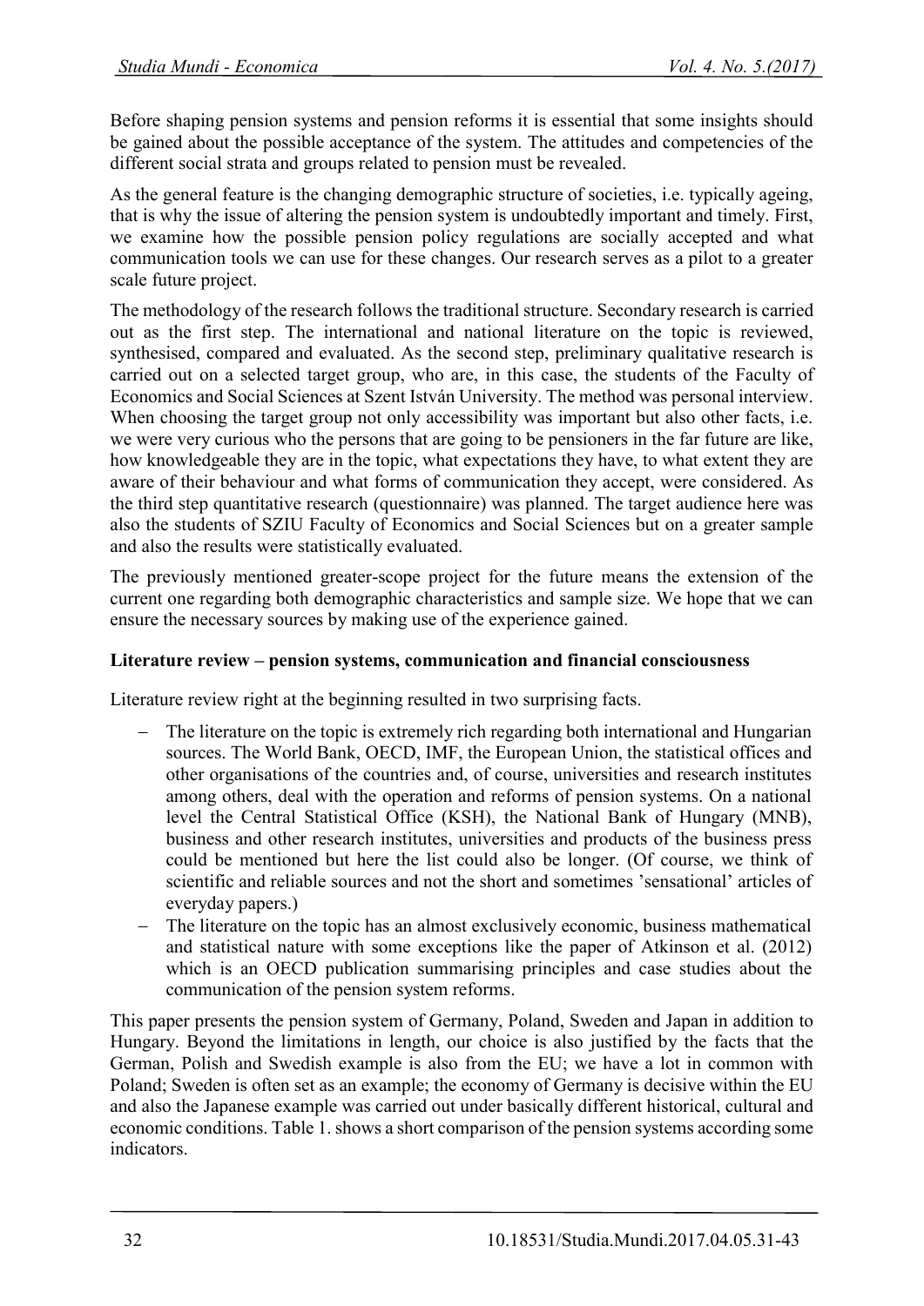Before shaping pension systems and pension reforms it is essential that some insights should be gained about the possible acceptance of the system. The attitudes and competencies of the different social strata and groups related to pension must be revealed.

As the general feature is the changing demographic structure of societies, i.e. typically ageing, that is why the issue of altering the pension system is undoubtedly important and timely. First, we examine how the possible pension policy regulations are socially accepted and what communication tools we can use for these changes. Our research serves as a pilot to a greater scale future project.

The methodology of the research follows the traditional structure. Secondary research is carried out as the first step. The international and national literature on the topic is reviewed, synthesised, compared and evaluated. As the second step, preliminary qualitative research is carried out on a selected target group, who are, in this case, the students of the Faculty of Economics and Social Sciences at Szent István University. The method was personal interview. When choosing the target group not only accessibility was important but also other facts, i.e. we were very curious who the persons that are going to be pensioners in the far future are like, how knowledgeable they are in the topic, what expectations they have, to what extent they are aware of their behaviour and what forms of communication they accept, were considered. As the third step quantitative research (questionnaire) was planned. The target audience here was also the students of SZIU Faculty of Economics and Social Sciences but on a greater sample and also the results were statistically evaluated.

The previously mentioned greater-scope project for the future means the extension of the current one regarding both demographic characteristics and sample size. We hope that we can ensure the necessary sources by making use of the experience gained.

**Literature review – pension systems, communication and financial consciousness**

Literature review right at the beginning resulted in two surprising facts.

- The literature on the topic is extremely rich regarding both international and Hungarian sources. The World Bank, OECD, IMF, the European Union, the statistical offices and other organisations of the countries and, of course, universities and research institutes among others, deal with the operation and reforms of pension systems. On a national level the Central Statistical Office (KSH), the National Bank of Hungary (MNB), business and other research institutes, universities and products of the business press could be mentioned but here the list could also be longer. (Of course, we think of scientific and reliable sources and not the short and sometimes 'sensational' articles of everyday papers.)
- The literature on the topic has an almost exclusively economic, business mathematical and statistical nature with some exceptions like the paper of Atkinson et al. (2012) which is an OECD publication summarising principles and case studies about the communication of the pension system reforms.

This paper presents the pension system of Germany, Poland, Sweden and Japan in addition to Hungary. Beyond the limitations in length, our choice is also justified by the facts that the German, Polish and Swedish example is also from the EU; we have a lot in common with Poland; Sweden is often set as an example; the economy of Germany is decisive within the EU and also the Japanese example was carried out under basically different historical, cultural and economic conditions. Table 1. shows a short comparison of the pension systems according some indicators.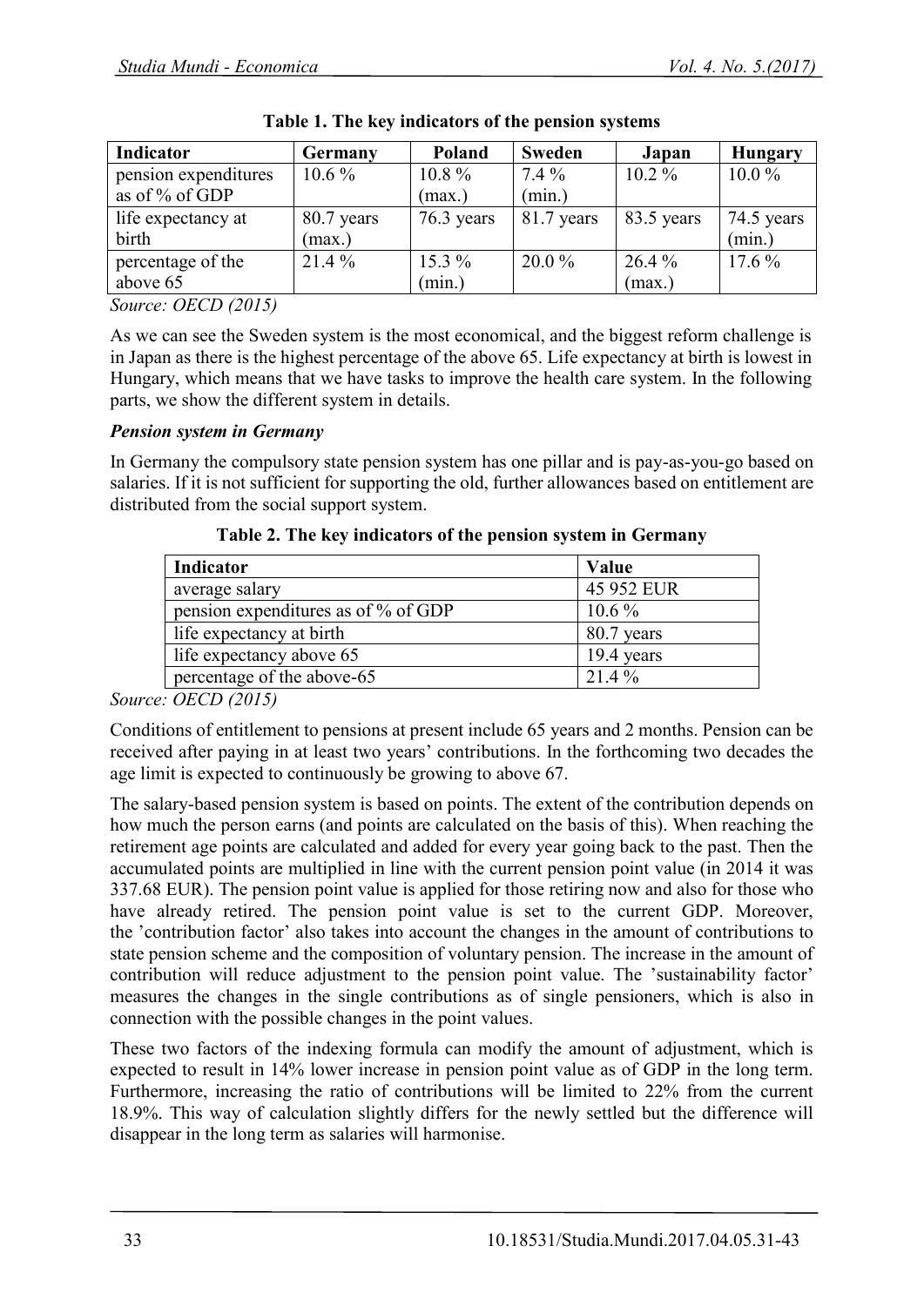**Table 1. The key indicators of the pension systems**

| Indicator | Germany | Poland | Sweden | Japan | Hungary |
|---|---|---|---|---|---|
| pension expenditures as of % of GDP | 10.6 % | 10.8 % (max.) | 7.4 % (min.) | 10.2 % | 10.0 % |
| life expectancy at birth | 80.7 years (max.) | 76.3 years | 81.7 years | 83.5 years | 74.5 years (min.) |
| percentage of the above 65 | 21.4 % | 15.3 % (min.) | 20.0 % | 26.4 % (max.) | 17.6 % |

*Source: OECD (2015)*

As we can see the Sweden system is the most economical, and the biggest reform challenge is in Japan as there is the highest percentage of the above 65. Life expectancy at birth is lowest in Hungary, which means that we have tasks to improve the health care system. In the following parts, we show the different system in details.

***Pension system in Germany***

In Germany the compulsory state pension system has one pillar and is pay-as-you-go based on salaries. If it is not sufficient for supporting the old, further allowances based on entitlement are distributed from the social support system.

**Table 2. The key indicators of the pension system in Germany**

| Indicator | Value |
|---|---|
| average salary | 45 952 EUR |
| pension expenditures as of % of GDP | 10.6 % |
| life expectancy at birth | 80.7 years |
| life expectancy above 65 | 19.4 years |
| percentage of the above-65 | 21.4 % |

*Source: OECD (2015)*

Conditions of entitlement to pensions at present include 65 years and 2 months. Pension can be received after paying in at least two years' contributions. In the forthcoming two decades the age limit is expected to continuously be growing to above 67.

The salary-based pension system is based on points. The extent of the contribution depends on how much the person earns (and points are calculated on the basis of this). When reaching the retirement age points are calculated and added for every year going back to the past. Then the accumulated points are multiplied in line with the current pension point value (in 2014 it was 337.68 EUR). The pension point value is applied for those retiring now and also for those who have already retired. The pension point value is set to the current GDP. Moreover, the 'contribution factor' also takes into account the changes in the amount of contributions to state pension scheme and the composition of voluntary pension. The increase in the amount of contribution will reduce adjustment to the pension point value. The 'sustainability factor' measures the changes in the single contributions as of single pensioners, which is also in connection with the possible changes in the point values.

These two factors of the indexing formula can modify the amount of adjustment, which is expected to result in 14% lower increase in pension point value as of GDP in the long term. Furthermore, increasing the ratio of contributions will be limited to 22% from the current 18.9%. This way of calculation slightly differs for the newly settled but the difference will disappear in the long term as salaries will harmonise.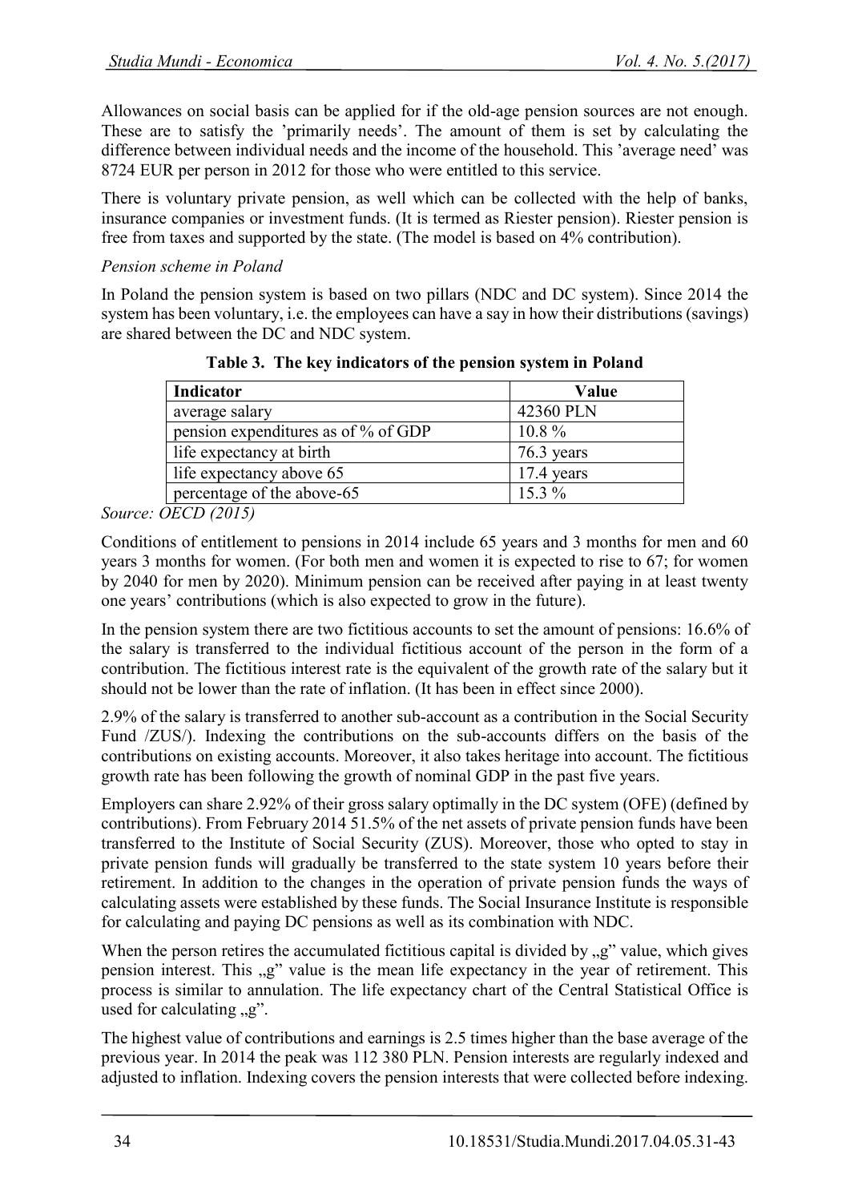Allowances on social basis can be applied for if the old-age pension sources are not enough. These are to satisfy the 'primarily needs'. The amount of them is set by calculating the difference between individual needs and the income of the household. This 'average need' was 8724 EUR per person in 2012 for those who were entitled to this service.

There is voluntary private pension, as well which can be collected with the help of banks, insurance companies or investment funds. (It is termed as Riester pension). Riester pension is free from taxes and supported by the state. (The model is based on 4% contribution).

*Pension scheme in Poland*

In Poland the pension system is based on two pillars (NDC and DC system). Since 2014 the system has been voluntary, i.e. the employees can have a say in how their distributions (savings) are shared between the DC and NDC system.

**Table 3. The key indicators of the pension system in Poland**

| Indicator | Value |
|---|---|
| average salary | 42360 PLN |
| pension expenditures as of % of GDP | 10.8 % |
| life expectancy at birth | 76.3 years |
| life expectancy above 65 | 17.4 years |
| percentage of the above-65 | 15.3 % |

*Source: OECD (2015)*

Conditions of entitlement to pensions in 2014 include 65 years and 3 months for men and 60 years 3 months for women. (For both men and women it is expected to rise to 67; for women by 2040 for men by 2020). Minimum pension can be received after paying in at least twenty one years' contributions (which is also expected to grow in the future).

In the pension system there are two fictitious accounts to set the amount of pensions: 16.6% of the salary is transferred to the individual fictitious account of the person in the form of a contribution. The fictitious interest rate is the equivalent of the growth rate of the salary but it should not be lower than the rate of inflation. (It has been in effect since 2000).

2.9% of the salary is transferred to another sub-account as a contribution in the Social Security Fund /ZUS/). Indexing the contributions on the sub-accounts differs on the basis of the contributions on existing accounts. Moreover, it also takes heritage into account. The fictitious growth rate has been following the growth of nominal GDP in the past five years.

Employers can share 2.92% of their gross salary optimally in the DC system (OFE) (defined by contributions). From February 2014 51.5% of the net assets of private pension funds have been transferred to the Institute of Social Security (ZUS). Moreover, those who opted to stay in private pension funds will gradually be transferred to the state system 10 years before their retirement. In addition to the changes in the operation of private pension funds the ways of calculating assets were established by these funds. The Social Insurance Institute is responsible for calculating and paying DC pensions as well as its combination with NDC.

When the person retires the accumulated fictitious capital is divided by „g" value, which gives pension interest. This „g" value is the mean life expectancy in the year of retirement. This process is similar to annulation. The life expectancy chart of the Central Statistical Office is used for calculating „g".

The highest value of contributions and earnings is 2.5 times higher than the base average of the previous year. In 2014 the peak was 112 380 PLN. Pension interests are regularly indexed and adjusted to inflation. Indexing covers the pension interests that were collected before indexing.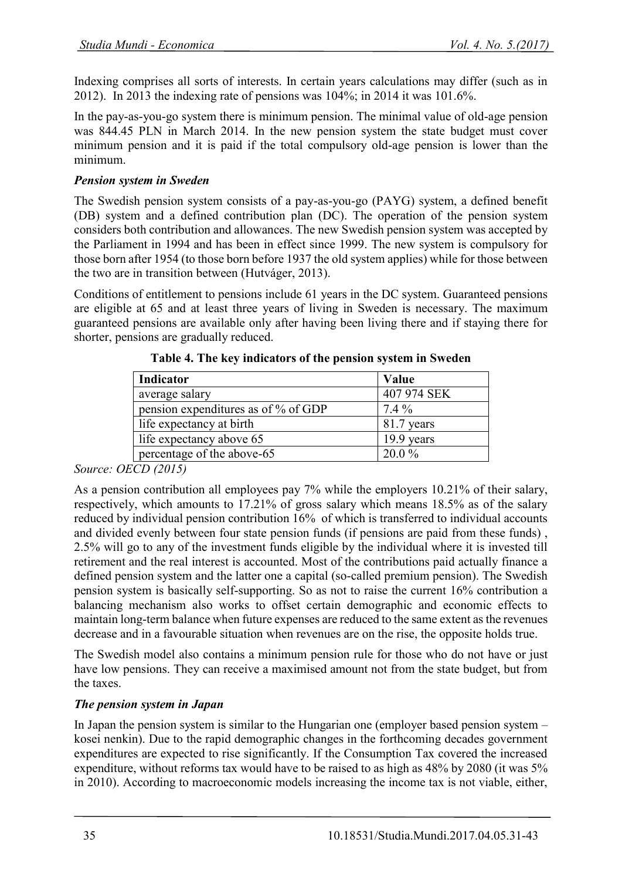Indexing comprises all sorts of interests. In certain years calculations may differ (such as in 2012). In 2013 the indexing rate of pensions was 104%; in 2014 it was 101.6%.

In the pay-as-you-go system there is minimum pension. The minimal value of old-age pension was 844.45 PLN in March 2014. In the new pension system the state budget must cover minimum pension and it is paid if the total compulsory old-age pension is lower than the minimum.

### *Pension system in Sweden*

The Swedish pension system consists of a pay-as-you-go (PAYG) system, a defined benefit (DB) system and a defined contribution plan (DC). The operation of the pension system considers both contribution and allowances. The new Swedish pension system was accepted by the Parliament in 1994 and has been in effect since 1999. The new system is compulsory for those born after 1954 (to those born before 1937 the old system applies) while for those between the two are in transition between (Hutváger, 2013).

Conditions of entitlement to pensions include 61 years in the DC system. Guaranteed pensions are eligible at 65 and at least three years of living in Sweden is necessary. The maximum guaranteed pensions are available only after having been living there and if staying there for shorter, pensions are gradually reduced.

**Table 4. The key indicators of the pension system in Sweden**

| Indicator | Value |
|---|---|
| average salary | 407 974 SEK |
| pension expenditures as of % of GDP | 7.4 % |
| life expectancy at birth | 81.7 years |
| life expectancy above 65 | 19.9 years |
| percentage of the above-65 | 20.0 % |

*Source: OECD (2015)*

As a pension contribution all employees pay 7% while the employers 10.21% of their salary, respectively, which amounts to 17.21% of gross salary which means 18.5% as of the salary reduced by individual pension contribution 16% of which is transferred to individual accounts and divided evenly between four state pension funds (if pensions are paid from these funds) , 2.5% will go to any of the investment funds eligible by the individual where it is invested till retirement and the real interest is accounted. Most of the contributions paid actually finance a defined pension system and the latter one a capital (so-called premium pension). The Swedish pension system is basically self-supporting. So as not to raise the current 16% contribution a balancing mechanism also works to offset certain demographic and economic effects to maintain long-term balance when future expenses are reduced to the same extent as the revenues decrease and in a favourable situation when revenues are on the rise, the opposite holds true.

The Swedish model also contains a minimum pension rule for those who do not have or just have low pensions. They can receive a maximised amount not from the state budget, but from the taxes.

### *The pension system in Japan*

In Japan the pension system is similar to the Hungarian one (employer based pension system – kosei nenkin). Due to the rapid demographic changes in the forthcoming decades government expenditures are expected to rise significantly. If the Consumption Tax covered the increased expenditure, without reforms tax would have to be raised to as high as 48% by 2080 (it was 5% in 2010). According to macroeconomic models increasing the income tax is not viable, either,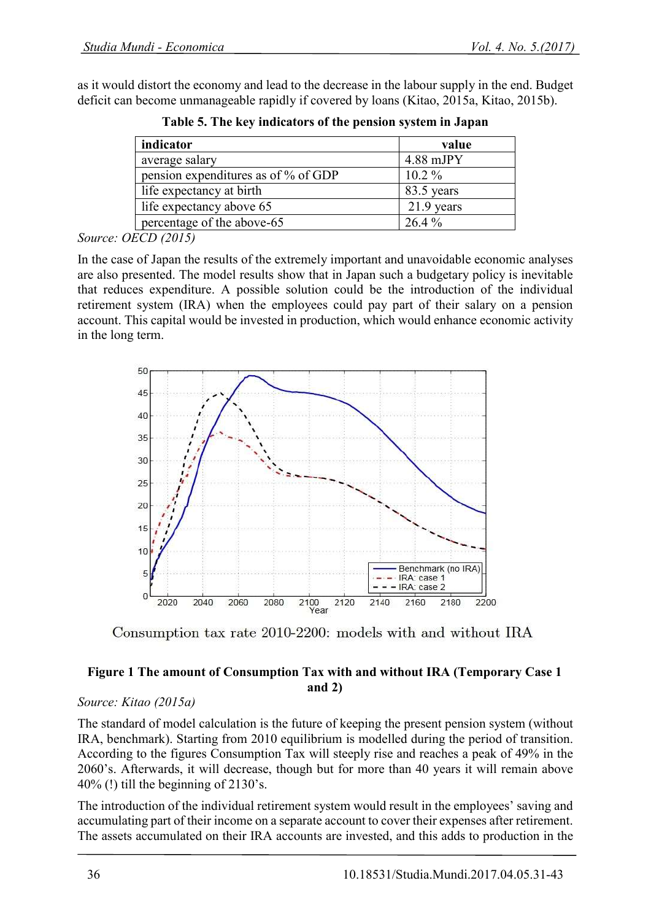as it would distort the economy and lead to the decrease in the labour supply in the end. Budget deficit can become unmanageable rapidly if covered by loans (Kitao, 2015a, Kitao, 2015b).

**Table 5. The key indicators of the pension system in Japan**

| indicator | value |
|---|---|
| average salary | 4.88 mJPY |
| pension expenditures as of % of GDP | 10.2 % |
| life expectancy at birth | 83.5 years |
| life expectancy above 65 | 21.9 years |
| percentage of the above-65 | 26.4 % |

*Source: OECD (2015)*

In the case of Japan the results of the extremely important and unavoidable economic analyses are also presented. The model results show that in Japan such a budgetary policy is inevitable that reduces expenditure. A possible solution could be the introduction of the individual retirement system (IRA) when the employees could pay part of their salary on a pension account. This capital would be invested in production, which would enhance economic activity in the long term.

Consumption tax rate 2010-2200: models with and without IRA

**Figure 1 The amount of Consumption Tax with and without IRA (Temporary Case 1 and 2)**

*Source: Kitao (2015a)*

The standard of model calculation is the future of keeping the present pension system (without IRA, benchmark). Starting from 2010 equilibrium is modelled during the period of transition. According to the figures Consumption Tax will steeply rise and reaches a peak of 49% in the 2060's. Afterwards, it will decrease, though but for more than 40 years it will remain above 40% (!) till the beginning of 2130's.

The introduction of the individual retirement system would result in the employees' saving and accumulating part of their income on a separate account to cover their expenses after retirement. The assets accumulated on their IRA accounts are invested, and this adds to production in the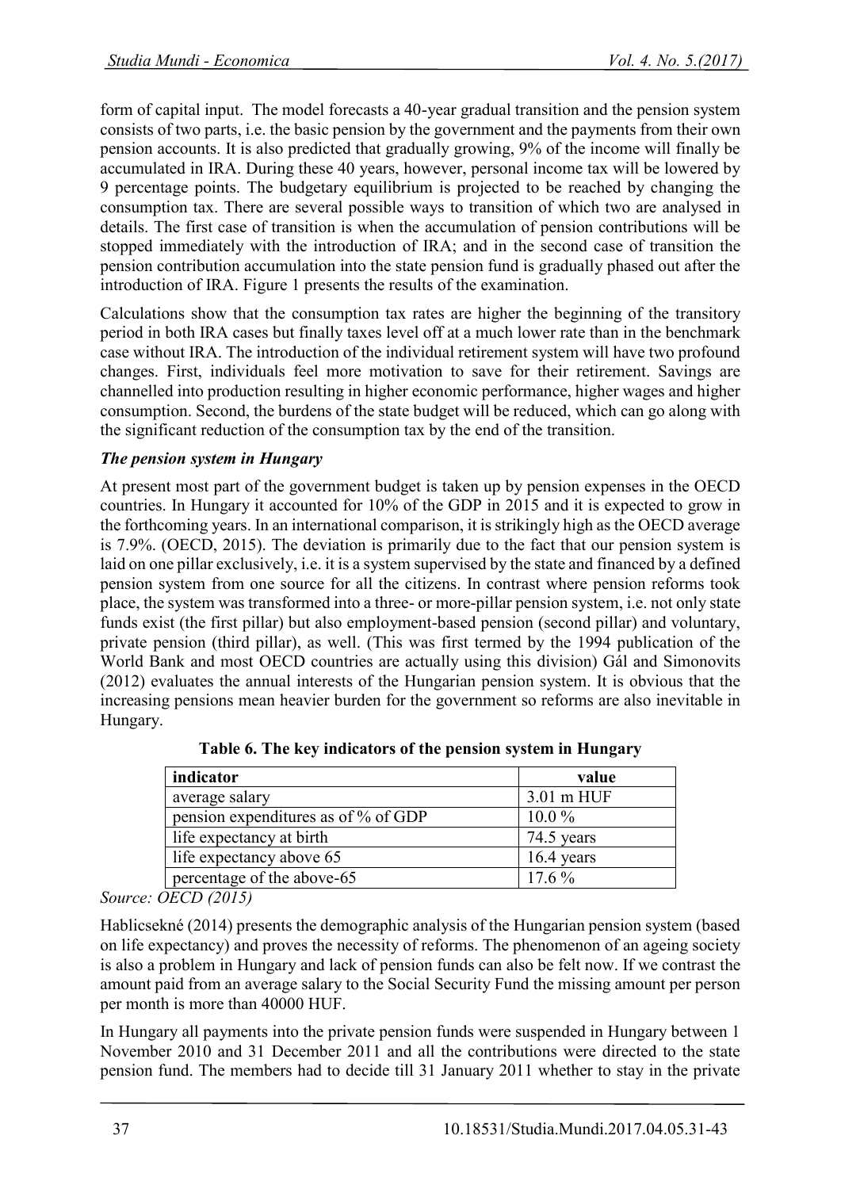form of capital input. The model forecasts a 40-year gradual transition and the pension system consists of two parts, i.e. the basic pension by the government and the payments from their own pension accounts. It is also predicted that gradually growing, 9% of the income will finally be accumulated in IRA. During these 40 years, however, personal income tax will be lowered by 9 percentage points. The budgetary equilibrium is projected to be reached by changing the consumption tax. There are several possible ways to transition of which two are analysed in details. The first case of transition is when the accumulation of pension contributions will be stopped immediately with the introduction of IRA; and in the second case of transition the pension contribution accumulation into the state pension fund is gradually phased out after the introduction of IRA. Figure 1 presents the results of the examination.

Calculations show that the consumption tax rates are higher the beginning of the transitory period in both IRA cases but finally taxes level off at a much lower rate than in the benchmark case without IRA. The introduction of the individual retirement system will have two profound changes. First, individuals feel more motivation to save for their retirement. Savings are channelled into production resulting in higher economic performance, higher wages and higher consumption. Second, the burdens of the state budget will be reduced, which can go along with the significant reduction of the consumption tax by the end of the transition.

***The pension system in Hungary***

At present most part of the government budget is taken up by pension expenses in the OECD countries. In Hungary it accounted for 10% of the GDP in 2015 and it is expected to grow in the forthcoming years. In an international comparison, it is strikingly high as the OECD average is 7.9%. (OECD, 2015). The deviation is primarily due to the fact that our pension system is laid on one pillar exclusively, i.e. it is a system supervised by the state and financed by a defined pension system from one source for all the citizens. In contrast where pension reforms took place, the system was transformed into a three- or more-pillar pension system, i.e. not only state funds exist (the first pillar) but also employment-based pension (second pillar) and voluntary, private pension (third pillar), as well. (This was first termed by the 1994 publication of the World Bank and most OECD countries are actually using this division) Gál and Simonovits (2012) evaluates the annual interests of the Hungarian pension system. It is obvious that the increasing pensions mean heavier burden for the government so reforms are also inevitable in Hungary.

**Table 6. The key indicators of the pension system in Hungary**

| indicator | value |
|---|---|
| average salary | 3.01 m HUF |
| pension expenditures as of % of GDP | 10.0 % |
| life expectancy at birth | 74.5 years |
| life expectancy above 65 | 16.4 years |
| percentage of the above-65 | 17.6 % |

*Source: OECD (2015)*

Hablicsekné (2014) presents the demographic analysis of the Hungarian pension system (based on life expectancy) and proves the necessity of reforms. The phenomenon of an ageing society is also a problem in Hungary and lack of pension funds can also be felt now. If we contrast the amount paid from an average salary to the Social Security Fund the missing amount per person per month is more than 40000 HUF.

In Hungary all payments into the private pension funds were suspended in Hungary between 1 November 2010 and 31 December 2011 and all the contributions were directed to the state pension fund. The members had to decide till 31 January 2011 whether to stay in the private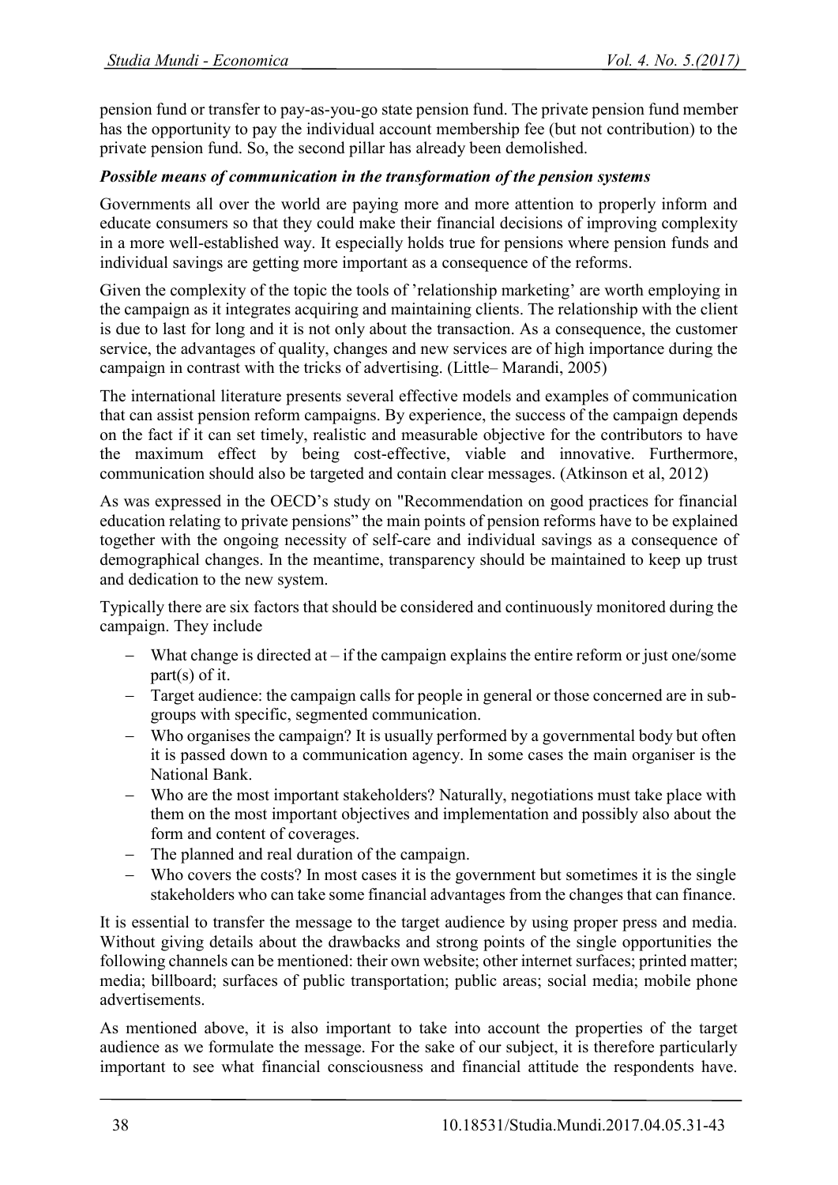pension fund or transfer to pay-as-you-go state pension fund. The private pension fund member has the opportunity to pay the individual account membership fee (but not contribution) to the private pension fund. So, the second pillar has already been demolished.

***Possible means of communication in the transformation of the pension systems***

Governments all over the world are paying more and more attention to properly inform and educate consumers so that they could make their financial decisions of improving complexity in a more well-established way. It especially holds true for pensions where pension funds and individual savings are getting more important as a consequence of the reforms.

Given the complexity of the topic the tools of 'relationship marketing' are worth employing in the campaign as it integrates acquiring and maintaining clients. The relationship with the client is due to last for long and it is not only about the transaction. As a consequence, the customer service, the advantages of quality, changes and new services are of high importance during the campaign in contrast with the tricks of advertising. (Little– Marandi, 2005)

The international literature presents several effective models and examples of communication that can assist pension reform campaigns. By experience, the success of the campaign depends on the fact if it can set timely, realistic and measurable objective for the contributors to have the maximum effect by being cost-effective, viable and innovative. Furthermore, communication should also be targeted and contain clear messages. (Atkinson et al, 2012)

As was expressed in the OECD's study on "Recommendation on good practices for financial education relating to private pensions" the main points of pension reforms have to be explained together with the ongoing necessity of self-care and individual savings as a consequence of demographical changes. In the meantime, transparency should be maintained to keep up trust and dedication to the new system.

Typically there are six factors that should be considered and continuously monitored during the campaign. They include

- What change is directed at – if the campaign explains the entire reform or just one/some part(s) of it.
- Target audience: the campaign calls for people in general or those concerned are in sub-groups with specific, segmented communication.
- Who organises the campaign? It is usually performed by a governmental body but often it is passed down to a communication agency. In some cases the main organiser is the National Bank.
- Who are the most important stakeholders? Naturally, negotiations must take place with them on the most important objectives and implementation and possibly also about the form and content of coverages.
- The planned and real duration of the campaign.
- Who covers the costs? In most cases it is the government but sometimes it is the single stakeholders who can take some financial advantages from the changes that can finance.

It is essential to transfer the message to the target audience by using proper press and media. Without giving details about the drawbacks and strong points of the single opportunities the following channels can be mentioned: their own website; other internet surfaces; printed matter; media; billboard; surfaces of public transportation; public areas; social media; mobile phone advertisements.

As mentioned above, it is also important to take into account the properties of the target audience as we formulate the message. For the sake of our subject, it is therefore particularly important to see what financial consciousness and financial attitude the respondents have.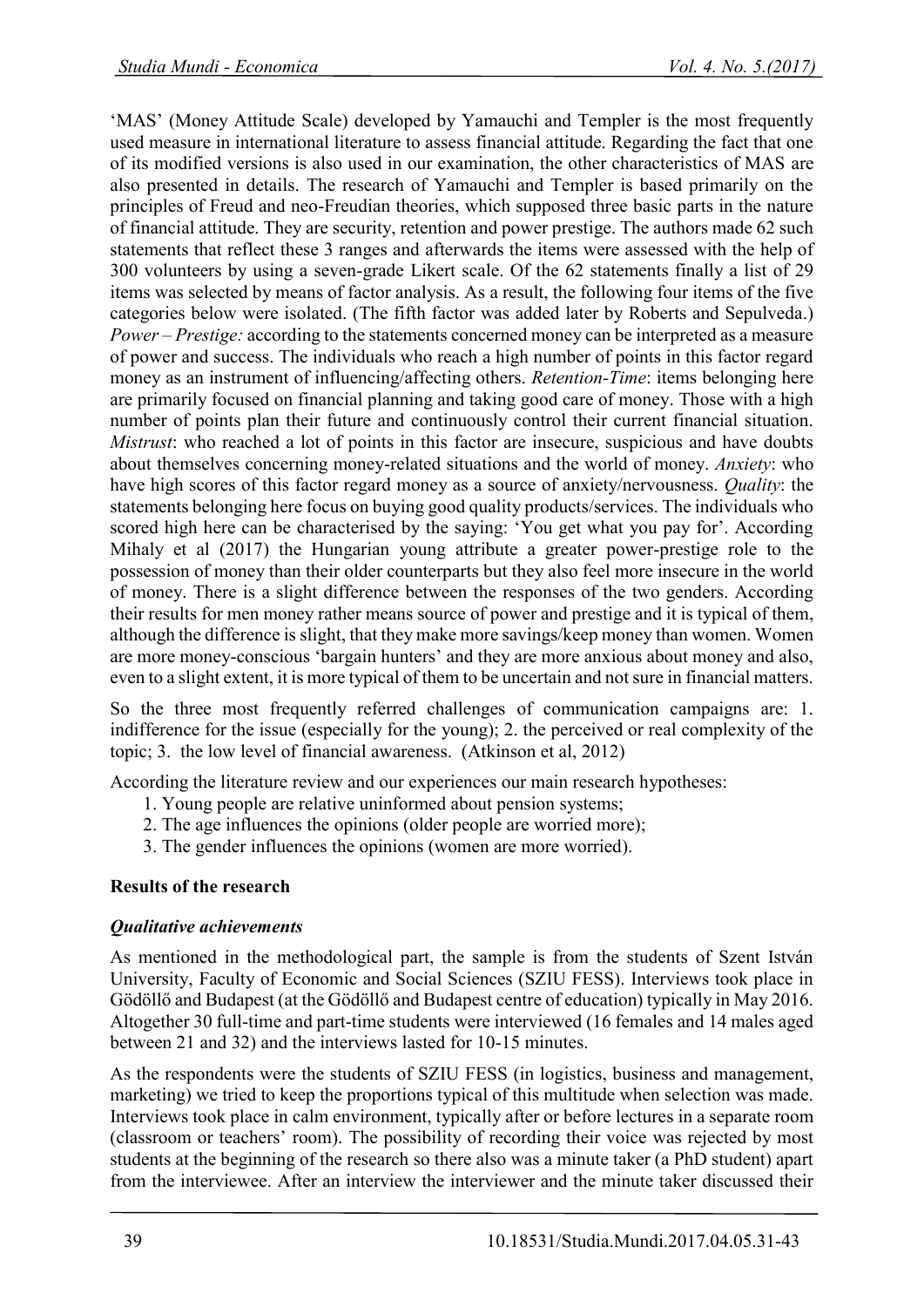'MAS' (Money Attitude Scale) developed by Yamauchi and Templer is the most frequently used measure in international literature to assess financial attitude. Regarding the fact that one of its modified versions is also used in our examination, the other characteristics of MAS are also presented in details. The research of Yamauchi and Templer is based primarily on the principles of Freud and neo-Freudian theories, which supposed three basic parts in the nature of financial attitude. They are security, retention and power prestige. The authors made 62 such statements that reflect these 3 ranges and afterwards the items were assessed with the help of 300 volunteers by using a seven-grade Likert scale. Of the 62 statements finally a list of 29 items was selected by means of factor analysis. As a result, the following four items of the five categories below were isolated. (The fifth factor was added later by Roberts and Sepulveda.) *Power – Prestige:* according to the statements concerned money can be interpreted as a measure of power and success. The individuals who reach a high number of points in this factor regard money as an instrument of influencing/affecting others. *Retention-Time*: items belonging here are primarily focused on financial planning and taking good care of money. Those with a high number of points plan their future and continuously control their current financial situation. *Mistrust*: who reached a lot of points in this factor are insecure, suspicious and have doubts about themselves concerning money-related situations and the world of money. *Anxiety*: who have high scores of this factor regard money as a source of anxiety/nervousness. *Quality*: the statements belonging here focus on buying good quality products/services. The individuals who scored high here can be characterised by the saying: 'You get what you pay for'. According Mihaly et al (2017) the Hungarian young attribute a greater power-prestige role to the possession of money than their older counterparts but they also feel more insecure in the world of money. There is a slight difference between the responses of the two genders. According their results for men money rather means source of power and prestige and it is typical of them, although the difference is slight, that they make more savings/keep money than women. Women are more money-conscious 'bargain hunters' and they are more anxious about money and also, even to a slight extent, it is more typical of them to be uncertain and not sure in financial matters.

So the three most frequently referred challenges of communication campaigns are: 1. indifference for the issue (especially for the young); 2. the perceived or real complexity of the topic; 3. the low level of financial awareness. (Atkinson et al, 2012)

According the literature review and our experiences our main research hypotheses:

1. Young people are relative uninformed about pension systems;
2. The age influences the opinions (older people are worried more);
3. The gender influences the opinions (women are more worried).

## Results of the research

### *Qualitative achievements*

As mentioned in the methodological part, the sample is from the students of Szent István University, Faculty of Economic and Social Sciences (SZIU FESS). Interviews took place in Gödöllő and Budapest (at the Gödöllő and Budapest centre of education) typically in May 2016. Altogether 30 full-time and part-time students were interviewed (16 females and 14 males aged between 21 and 32) and the interviews lasted for 10-15 minutes.

As the respondents were the students of SZIU FESS (in logistics, business and management, marketing) we tried to keep the proportions typical of this multitude when selection was made. Interviews took place in calm environment, typically after or before lectures in a separate room (classroom or teachers' room). The possibility of recording their voice was rejected by most students at the beginning of the research so there also was a minute taker (a PhD student) apart from the interviewee. After an interview the interviewer and the minute taker discussed their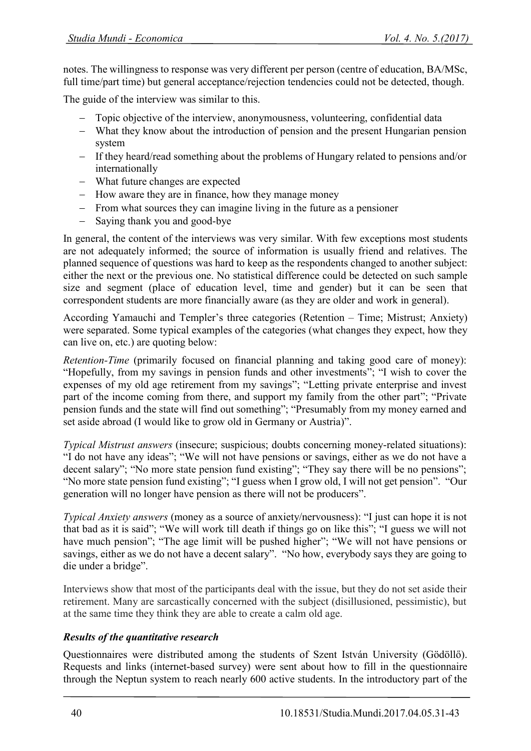notes. The willingness to response was very different per person (centre of education, BA/MSc, full time/part time) but general acceptance/rejection tendencies could not be detected, though.

The guide of the interview was similar to this.

- Topic objective of the interview, anonymousness, volunteering, confidential data
- What they know about the introduction of pension and the present Hungarian pension system
- If they heard/read something about the problems of Hungary related to pensions and/or internationally
- What future changes are expected
- How aware they are in finance, how they manage money
- From what sources they can imagine living in the future as a pensioner
- Saying thank you and good-bye

In general, the content of the interviews was very similar. With few exceptions most students are not adequately informed; the source of information is usually friend and relatives. The planned sequence of questions was hard to keep as the respondents changed to another subject: either the next or the previous one. No statistical difference could be detected on such sample size and segment (place of education level, time and gender) but it can be seen that correspondent students are more financially aware (as they are older and work in general).

According Yamauchi and Templer's three categories (Retention – Time; Mistrust; Anxiety) were separated. Some typical examples of the categories (what changes they expect, how they can live on, etc.) are quoting below:

*Retention-Time* (primarily focused on financial planning and taking good care of money): "Hopefully, from my savings in pension funds and other investments"; "I wish to cover the expenses of my old age retirement from my savings"; "Letting private enterprise and invest part of the income coming from there, and support my family from the other part"; "Private pension funds and the state will find out something"; "Presumably from my money earned and set aside abroad (I would like to grow old in Germany or Austria)".

*Typical Mistrust answers* (insecure; suspicious; doubts concerning money-related situations): "I do not have any ideas"; "We will not have pensions or savings, either as we do not have a decent salary"; "No more state pension fund existing"; "They say there will be no pensions"; "No more state pension fund existing"; "I guess when I grow old, I will not get pension". "Our generation will no longer have pension as there will not be producers".

*Typical Anxiety answers* (money as a source of anxiety/nervousness): "I just can hope it is not that bad as it is said"; "We will work till death if things go on like this"; "I guess we will not have much pension"; "The age limit will be pushed higher"; "We will not have pensions or savings, either as we do not have a decent salary". "No how, everybody says they are going to die under a bridge".

Interviews show that most of the participants deal with the issue, but they do not set aside their retirement. Many are sarcastically concerned with the subject (disillusioned, pessimistic), but at the same time they think they are able to create a calm old age.

### *Results of the quantitative research*

Questionnaires were distributed among the students of Szent István University (Gödöllő). Requests and links (internet-based survey) were sent about how to fill in the questionnaire through the Neptun system to reach nearly 600 active students. In the introductory part of the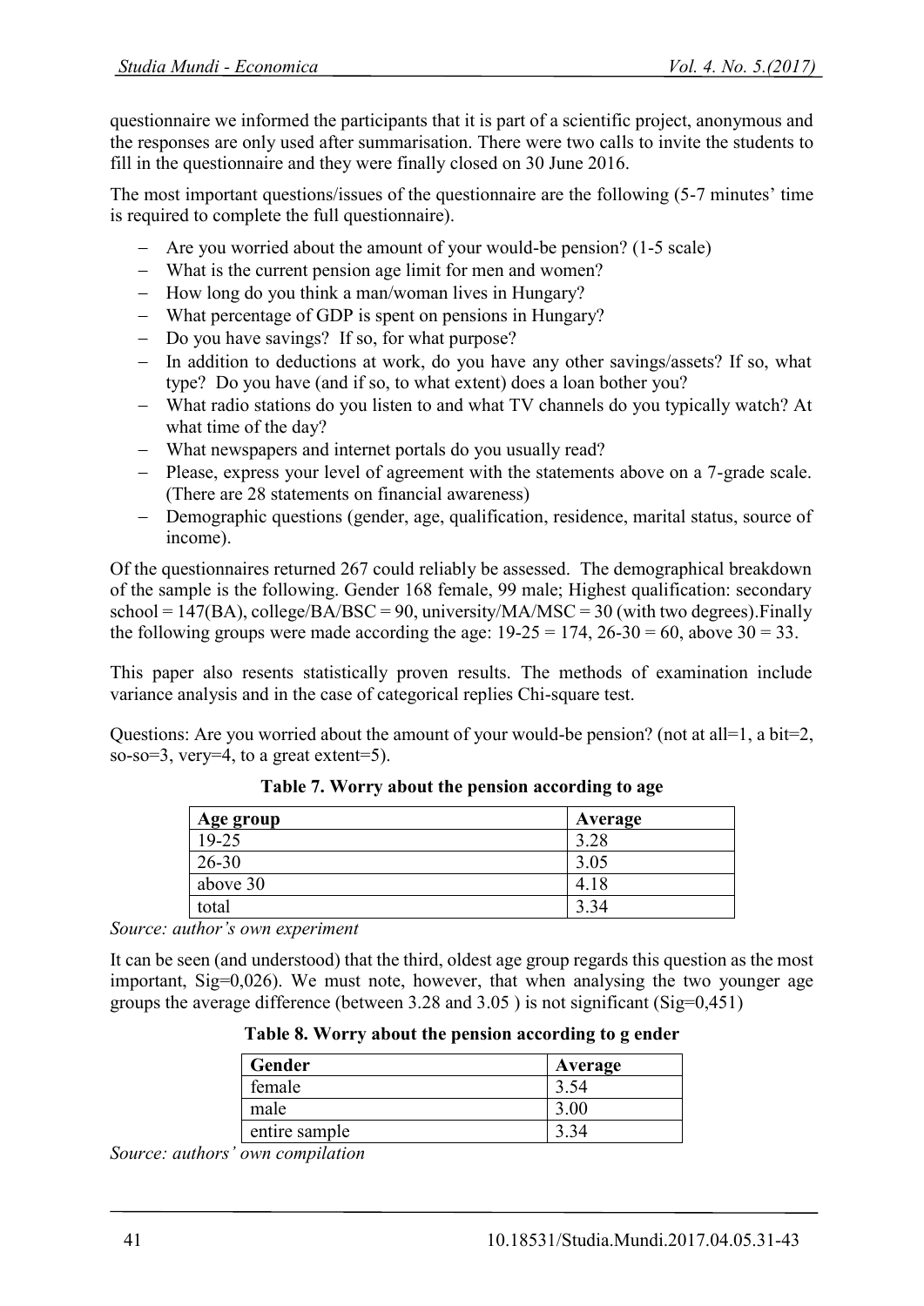questionnaire we informed the participants that it is part of a scientific project, anonymous and the responses are only used after summarisation. There were two calls to invite the students to fill in the questionnaire and they were finally closed on 30 June 2016.

The most important questions/issues of the questionnaire are the following (5-7 minutes' time is required to complete the full questionnaire).

- Are you worried about the amount of your would-be pension? (1-5 scale)
- What is the current pension age limit for men and women?
- How long do you think a man/woman lives in Hungary?
- What percentage of GDP is spent on pensions in Hungary?
- Do you have savings? If so, for what purpose?
- In addition to deductions at work, do you have any other savings/assets? If so, what type? Do you have (and if so, to what extent) does a loan bother you?
- What radio stations do you listen to and what TV channels do you typically watch? At what time of the day?
- What newspapers and internet portals do you usually read?
- Please, express your level of agreement with the statements above on a 7-grade scale. (There are 28 statements on financial awareness)
- Demographic questions (gender, age, qualification, residence, marital status, source of income).

Of the questionnaires returned 267 could reliably be assessed. The demographical breakdown of the sample is the following. Gender 168 female, 99 male; Highest qualification: secondary school = 147(BA), college/BA/BSC = 90, university/MA/MSC = 30 (with two degrees).Finally the following groups were made according the age: 19-25 = 174, 26-30 = 60, above 30 = 33.

This paper also resents statistically proven results. The methods of examination include variance analysis and in the case of categorical replies Chi-square test.

Questions: Are you worried about the amount of your would-be pension? (not at all=1, a bit=2, so-so=3, very=4, to a great extent=5).

**Table 7. Worry about the pension according to age**

| Age group | Average |
|---|---|
| 19-25 | 3.28 |
| 26-30 | 3.05 |
| above 30 | 4.18 |
| total | 3.34 |

*Source: author's own experiment*

It can be seen (and understood) that the third, oldest age group regards this question as the most important, Sig=0,026). We must note, however, that when analysing the two younger age groups the average difference (between 3.28 and 3.05 ) is not significant (Sig=0,451)

**Table 8. Worry about the pension according to g ender**

| Gender | Average |
|---|---|
| female | 3.54 |
| male | 3.00 |
| entire sample | 3.34 |

*Source: authors' own compilation*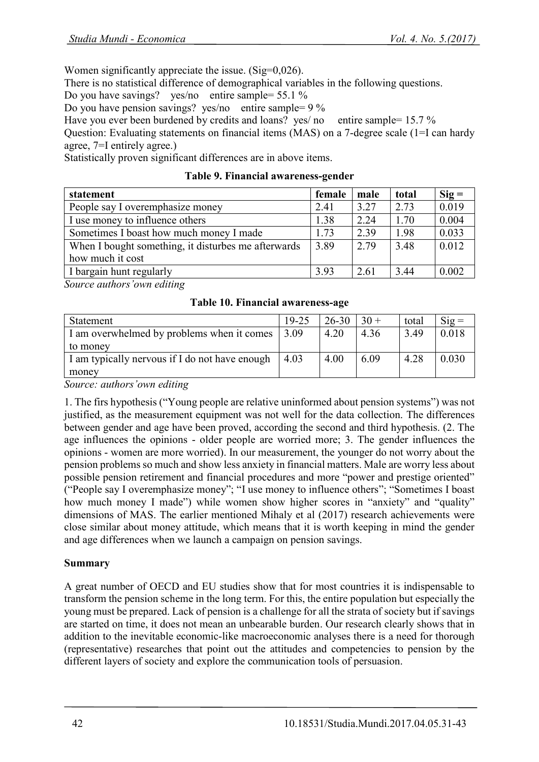Women significantly appreciate the issue. (Sig=0,026).

There is no statistical difference of demographical variables in the following questions.

Do you have savings? yes/no entire sample= 55.1 %

Do you have pension savings? yes/no entire sample= 9 %

Have you ever been burdened by credits and loans? yes/ no entire sample= 15.7 %

Question: Evaluating statements on financial items (MAS) on a 7-degree scale (1=I can hardy agree, 7=I entirely agree.)

Statistically proven significant differences are in above items.

**Table 9. Financial awareness-gender**

| statement | female | male | total | Sig = |
|---|---|---|---|---|
| People say I overemphasize money | 2.41 | 3.27 | 2.73 | 0.019 |
| I use money to influence others | 1.38 | 2.24 | 1.70 | 0.004 |
| Sometimes I boast how much money I made | 1.73 | 2.39 | 1.98 | 0.033 |
| When I bought something, it disturbes me afterwards how much it cost | 3.89 | 2.79 | 3.48 | 0.012 |
| I bargain hunt regularly | 3.93 | 2.61 | 3.44 | 0.002 |

*Source authors'own editing*

**Table 10. Financial awareness-age**

| Statement | 19-25 | 26-30 | 30 + | total | Sig = |
|---|---|---|---|---|---|
| I am overwhelmed by problems when it comes to money | 3.09 | 4.20 | 4.36 | 3.49 | 0.018 |
| I am typically nervous if I do not have enough money | 4.03 | 4.00 | 6.09 | 4.28 | 0.030 |

*Source: authors'own editing*

1. The firs hypothesis ("Young people are relative uninformed about pension systems") was not justified, as the measurement equipment was not well for the data collection. The differences between gender and age have been proved, according the second and third hypothesis. (2. The age influences the opinions - older people are worried more; 3. The gender influences the opinions - women are more worried). In our measurement, the younger do not worry about the pension problems so much and show less anxiety in financial matters. Male are worry less about possible pension retirement and financial procedures and more "power and prestige oriented" ("People say I overemphasize money"; "I use money to influence others"; "Sometimes I boast how much money I made") while women show higher scores in "anxiety" and "quality" dimensions of MAS. The earlier mentioned Mihaly et al (2017) research achievements were close similar about money attitude, which means that it is worth keeping in mind the gender and age differences when we launch a campaign on pension savings.

## Summary

A great number of OECD and EU studies show that for most countries it is indispensable to transform the pension scheme in the long term. For this, the entire population but especially the young must be prepared. Lack of pension is a challenge for all the strata of society but if savings are started on time, it does not mean an unbearable burden. Our research clearly shows that in addition to the inevitable economic-like macroeconomic analyses there is a need for thorough (representative) researches that point out the attitudes and competencies to pension by the different layers of society and explore the communication tools of persuasion.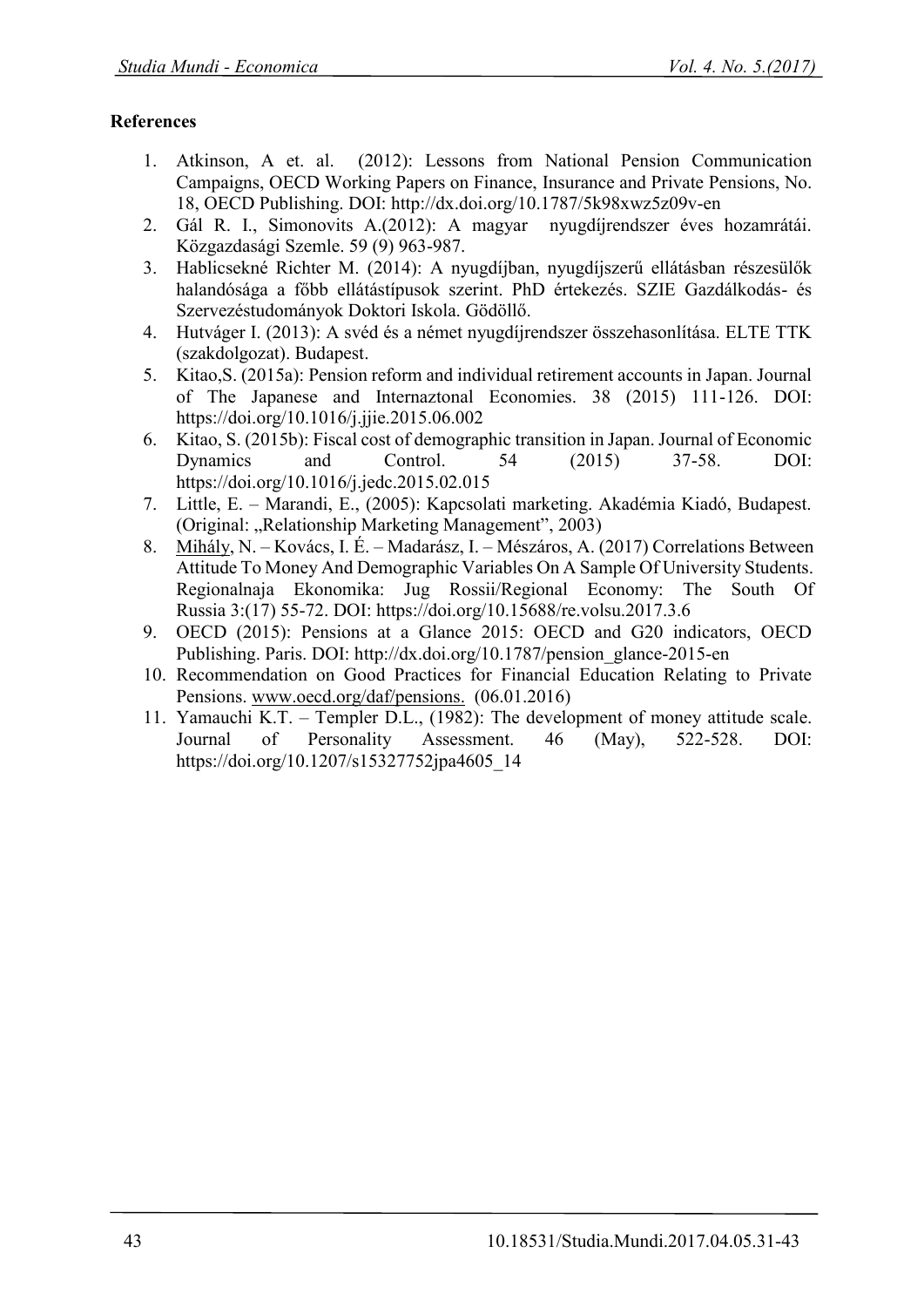**References**

1. Atkinson, A et. al. (2012): Lessons from National Pension Communication Campaigns, OECD Working Papers on Finance, Insurance and Private Pensions, No. 18, OECD Publishing. DOI: http://dx.doi.org/10.1787/5k98xwz5z09v-en
2. Gál R. I., Simonovits A.(2012): A magyar nyugdíjrendszer éves hozamrátái. Közgazdasági Szemle. 59 (9) 963-987.
3. Hablicsekné Richter M. (2014): A nyugdíjban, nyugdíjszerű ellátásban részesülők halandósága a főbb ellátástípusok szerint. PhD értekezés. SZIE Gazdálkodás- és Szervezéstudományok Doktori Iskola. Gödöllő.
4. Hutváger I. (2013): A svéd és a német nyugdíjrendszer összehasonlítása. ELTE TTK (szakdolgozat). Budapest.
5. Kitao,S. (2015a): Pension reform and individual retirement accounts in Japan. Journal of The Japanese and Internaztonal Economies. 38 (2015) 111-126. DOI: https://doi.org/10.1016/j.jjie.2015.06.002
6. Kitao, S. (2015b): Fiscal cost of demographic transition in Japan. Journal of Economic Dynamics and Control. 54 (2015) 37-58. DOI: https://doi.org/10.1016/j.jedc.2015.02.015
7. Little, E. – Marandi, E., (2005): Kapcsolati marketing. Akadémia Kiadó, Budapest. (Original: „Relationship Marketing Management", 2003)
8. Mihály, N. – Kovács, I. É. – Madarász, I. – Mészáros, A. (2017) Correlations Between Attitude To Money And Demographic Variables On A Sample Of University Students. Regionalnaja Ekonomika: Jug Rossii/Regional Economy: The South Of Russia 3:(17) 55-72. DOI: https://doi.org/10.15688/re.volsu.2017.3.6
9. OECD (2015): Pensions at a Glance 2015: OECD and G20 indicators, OECD Publishing. Paris. DOI: http://dx.doi.org/10.1787/pension_glance-2015-en
10. Recommendation on Good Practices for Financial Education Relating to Private Pensions. www.oecd.org/daf/pensions. (06.01.2016)
11. Yamauchi K.T. – Templer D.L., (1982): The development of money attitude scale. Journal of Personality Assessment. 46 (May), 522-528. DOI: https://doi.org/10.1207/s15327752jpa4605_14